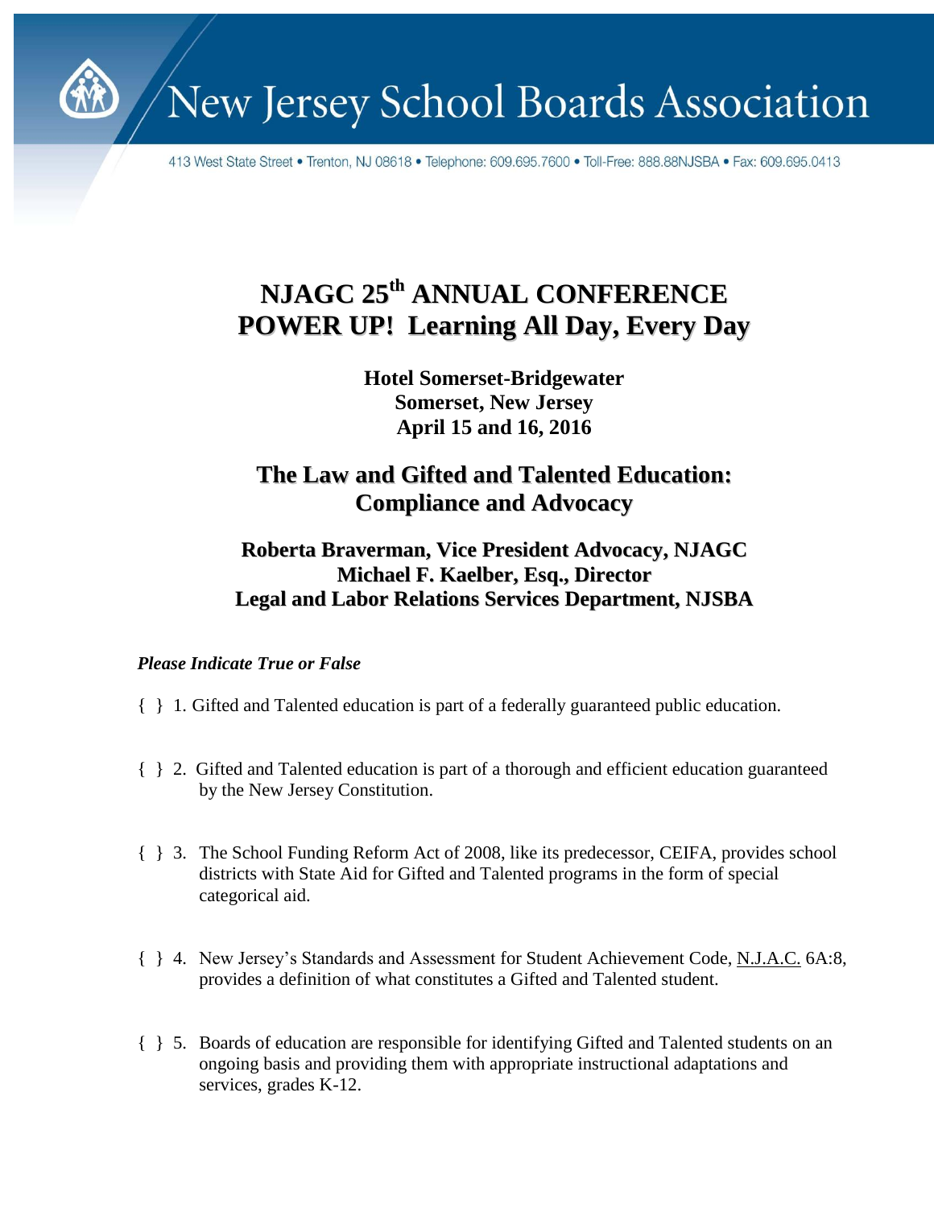# New Jersey School Boards Association

413 West State Street • Trenton, NJ 08618 • Telephone: 609.695.7600 • Toll-Free: 888.88NJSBA • Fax: 609.695.0413

## NJAGC 25th ANNUAL CONFERENCE
## POWER UP! Learning All Day, Every Day

**Hotel Somerset-Bridgewater**
**Somerset, New Jersey**
**April 15 and 16, 2016**

## The Law and Gifted and Talented Education: Compliance and Advocacy

**Roberta Braverman, Vice President Advocacy, NJAGC**
**Michael F. Kaelber, Esq., Director**
**Legal and Labor Relations Services Department, NJSBA**

***Please Indicate True or False***

{ } 1. Gifted and Talented education is part of a federally guaranteed public education.

{ } 2. Gifted and Talented education is part of a thorough and efficient education guaranteed by the New Jersey Constitution.

{ } 3. The School Funding Reform Act of 2008, like its predecessor, CEIFA, provides school districts with State Aid for Gifted and Talented programs in the form of special categorical aid.

{ } 4. New Jersey's Standards and Assessment for Student Achievement Code, N.J.A.C. 6A:8, provides a definition of what constitutes a Gifted and Talented student.

{ } 5. Boards of education are responsible for identifying Gifted and Talented students on an ongoing basis and providing them with appropriate instructional adaptations and services, grades K-12.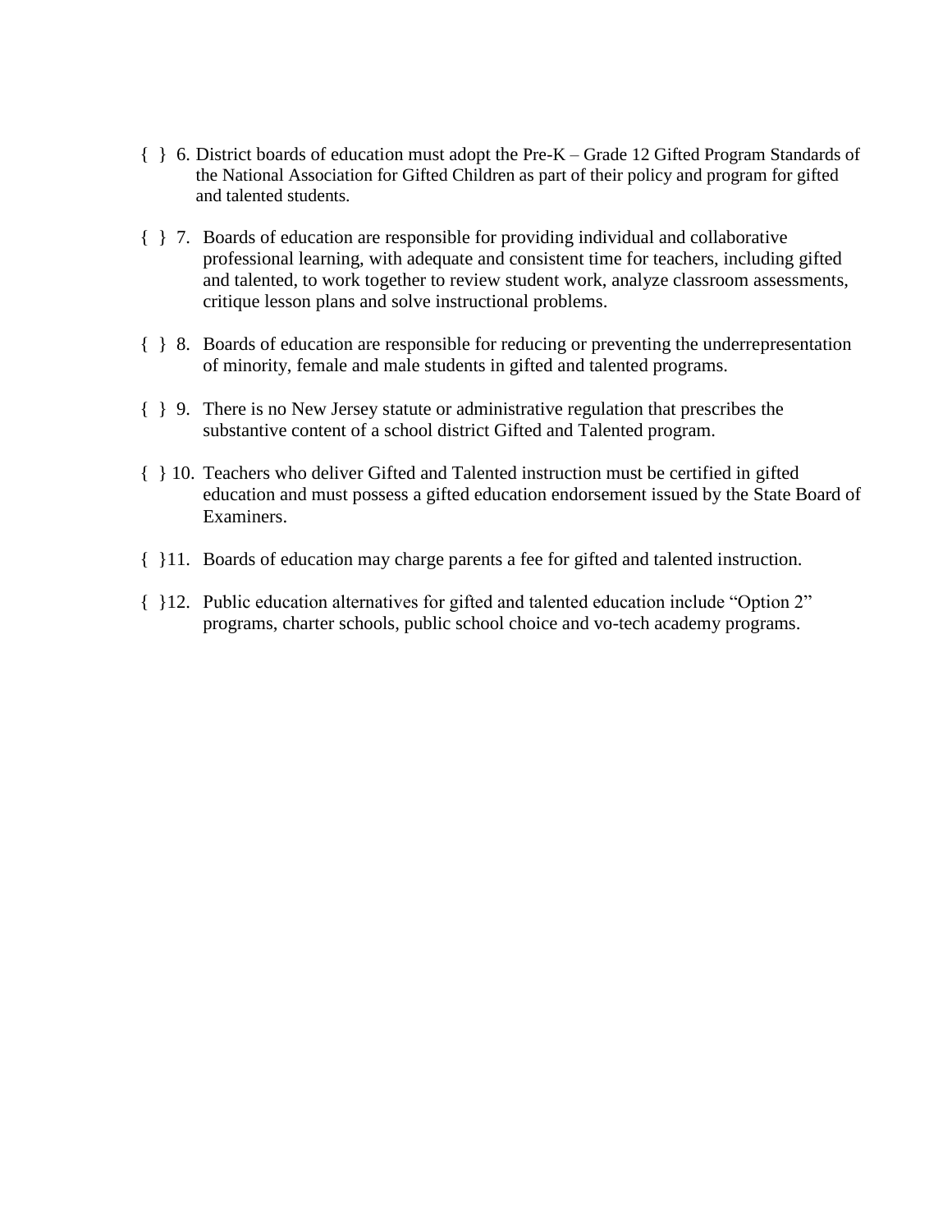{ } 6. District boards of education must adopt the Pre-K – Grade 12 Gifted Program Standards of the National Association for Gifted Children as part of their policy and program for gifted and talented students.

{ } 7. Boards of education are responsible for providing individual and collaborative professional learning, with adequate and consistent time for teachers, including gifted and talented, to work together to review student work, analyze classroom assessments, critique lesson plans and solve instructional problems.

{ } 8. Boards of education are responsible for reducing or preventing the underrepresentation of minority, female and male students in gifted and talented programs.

{ } 9. There is no New Jersey statute or administrative regulation that prescribes the substantive content of a school district Gifted and Talented program.

{ } 10. Teachers who deliver Gifted and Talented instruction must be certified in gifted education and must possess a gifted education endorsement issued by the State Board of Examiners.

{ }11. Boards of education may charge parents a fee for gifted and talented instruction.

{ }12. Public education alternatives for gifted and talented education include "Option 2" programs, charter schools, public school choice and vo-tech academy programs.